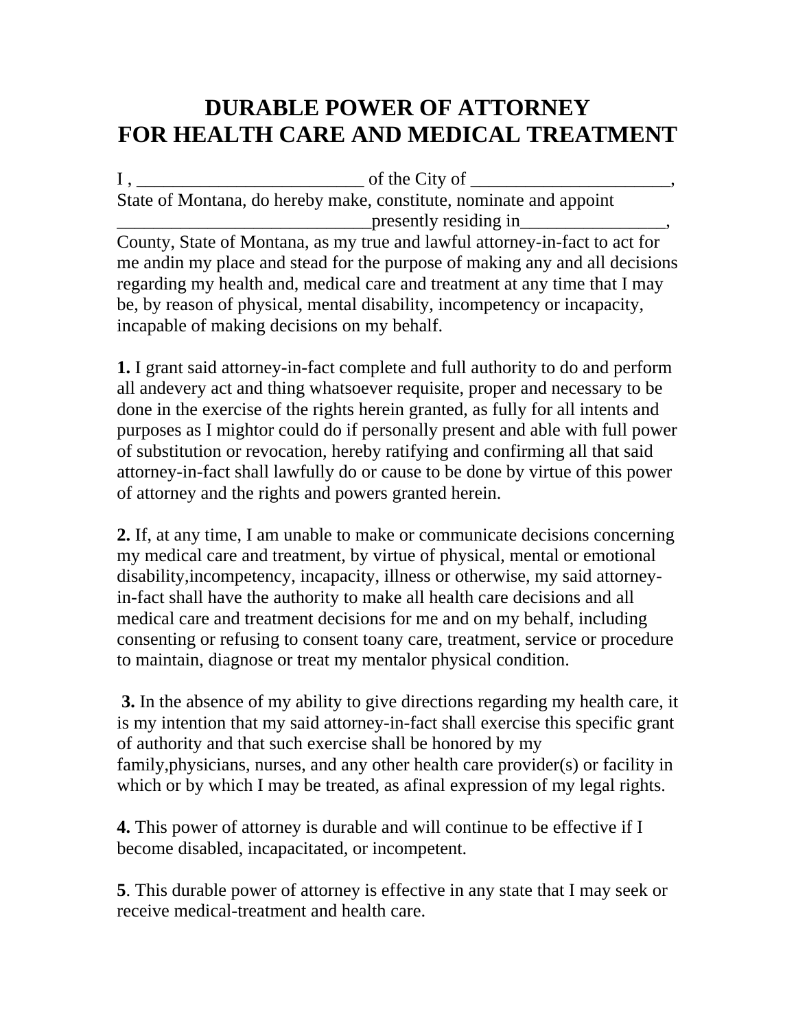# DURABLE POWER OF ATTORNEY
# FOR HEALTH CARE AND MEDICAL TREATMENT

I , _________________________ of the City of ______________________, State of Montana, do hereby make, constitute, nominate and appoint _____________________________presently residing in________________, County, State of Montana, as my true and lawful attorney-in-fact to act for me andin my place and stead for the purpose of making any and all decisions regarding my health and, medical care and treatment at any time that I may be, by reason of physical, mental disability, incompetency or incapacity, incapable of making decisions on my behalf.

**1.** I grant said attorney-in-fact complete and full authority to do and perform all andevery act and thing whatsoever requisite, proper and necessary to be done in the exercise of the rights herein granted, as fully for all intents and purposes as I mightor could do if personally present and able with full power of substitution or revocation, hereby ratifying and confirming all that said attorney-in-fact shall lawfully do or cause to be done by virtue of this power of attorney and the rights and powers granted herein.

**2.** If, at any time, I am unable to make or communicate decisions concerning my medical care and treatment, by virtue of physical, mental or emotional disability,incompetency, incapacity, illness or otherwise, my said attorney-in-fact shall have the authority to make all health care decisions and all medical care and treatment decisions for me and on my behalf, including consenting or refusing to consent toany care, treatment, service or procedure to maintain, diagnose or treat my mentalor physical condition.

**3.** In the absence of my ability to give directions regarding my health care, it is my intention that my said attorney-in-fact shall exercise this specific grant of authority and that such exercise shall be honored by my family,physicians, nurses, and any other health care provider(s) or facility in which or by which I may be treated, as afinal expression of my legal rights.

**4.** This power of attorney is durable and will continue to be effective if I become disabled, incapacitated, or incompetent.

**5**. This durable power of attorney is effective in any state that I may seek or receive medical-treatment and health care.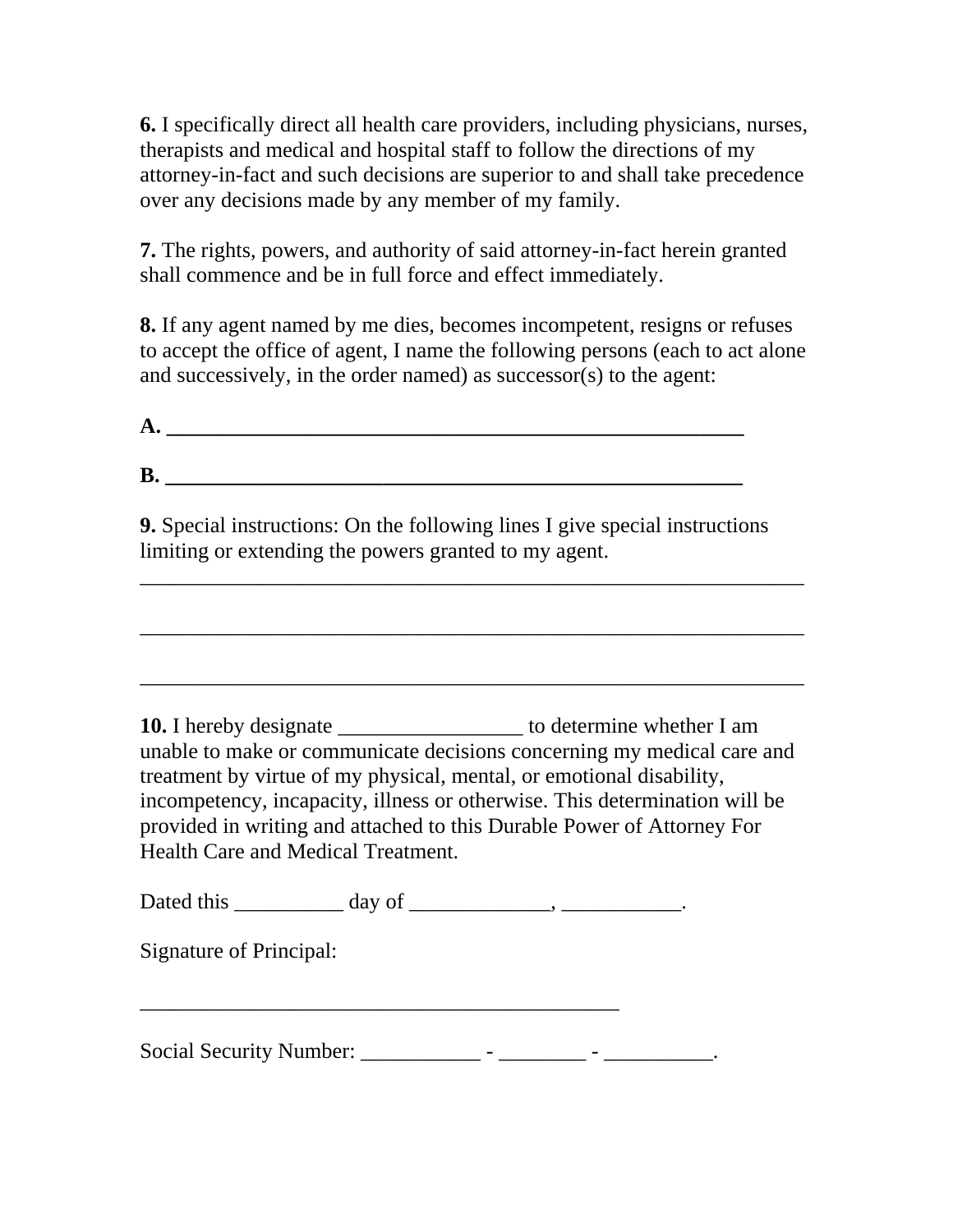**6.** I specifically direct all health care providers, including physicians, nurses, therapists and medical and hospital staff to follow the directions of my attorney-in-fact and such decisions are superior to and shall take precedence over any decisions made by any member of my family.

**7.** The rights, powers, and authority of said attorney-in-fact herein granted shall commence and be in full force and effect immediately.

**8.** If any agent named by me dies, becomes incompetent, resigns or refuses to accept the office of agent, I name the following persons (each to act alone and successively, in the order named) as successor(s) to the agent:

**A. ________________________________________________________**

**B. ________________________________________________________**

**9.** Special instructions: On the following lines I give special instructions limiting or extending the powers granted to my agent.

_________________________________________________________________

_________________________________________________________________

_________________________________________________________________

**10.** I hereby designate _________________ to determine whether I am unable to make or communicate decisions concerning my medical care and treatment by virtue of my physical, mental, or emotional disability, incompetency, incapacity, illness or otherwise. This determination will be provided in writing and attached to this Durable Power of Attorney For Health Care and Medical Treatment.

Dated this __________ day of _____________, ___________.

Signature of Principal:

_____________________________________________

Social Security Number: ___________ - ________ - __________.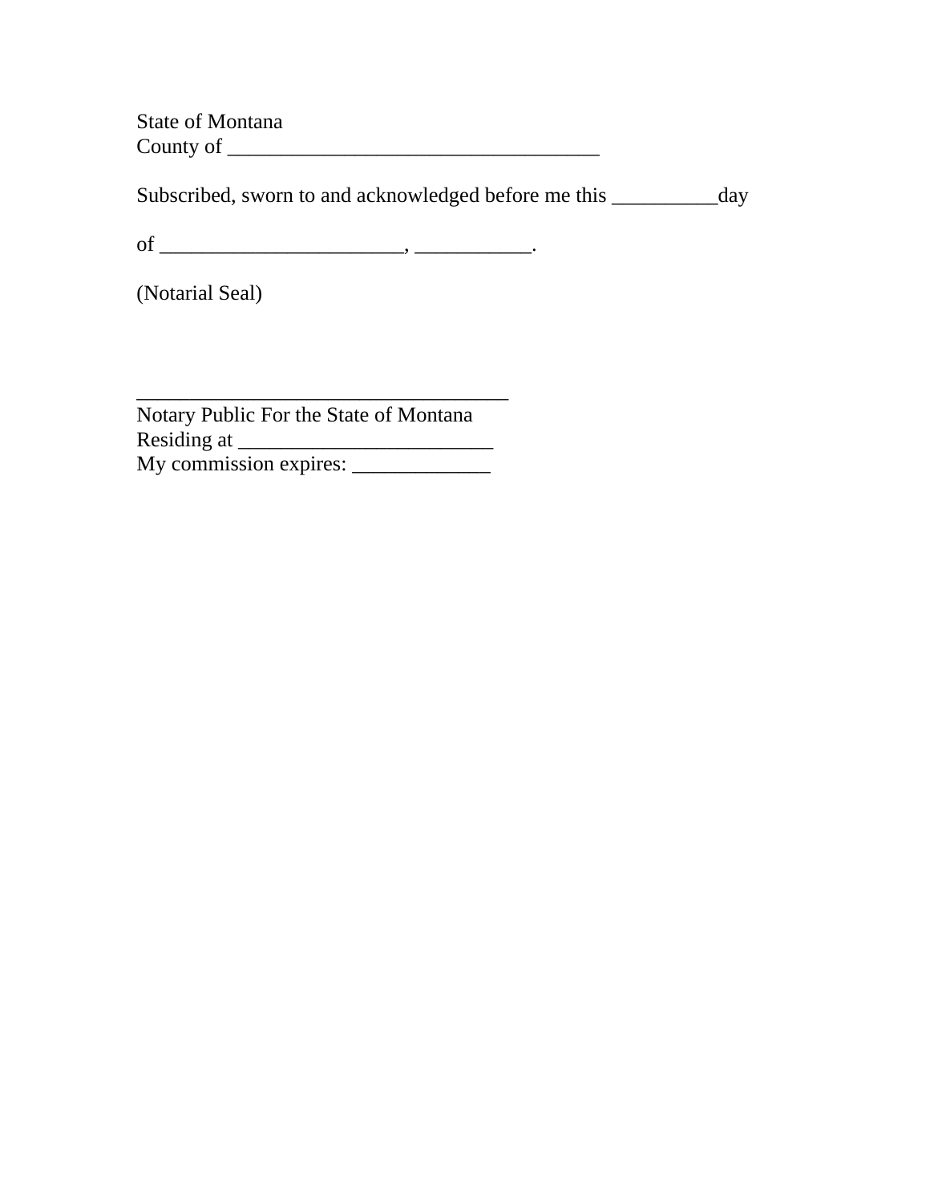State of Montana
County of ___________________________________

Subscribed, sworn to and acknowledged before me this __________day

of ______________________, ___________.

(Notarial Seal)

___________________________________
Notary Public For the State of Montana
Residing at ________________________
My commission expires: _____________